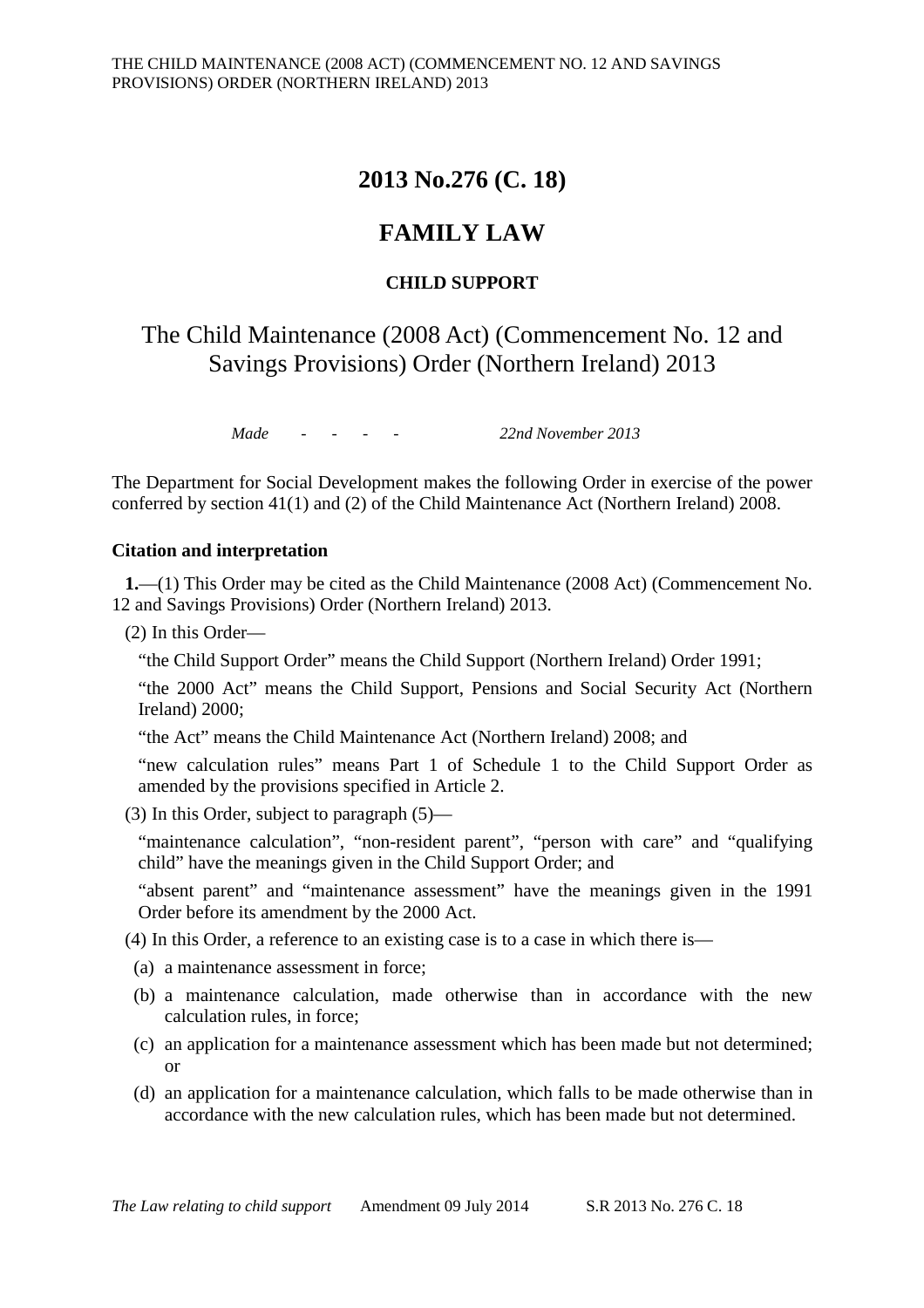# 2013 No.276 (C. 18)

# FAMILY LAW

### CHILD SUPPORT

## The Child Maintenance (2008 Act) (Commencement No. 12 and Savings Provisions) Order (Northern Ireland) 2013

*Made* - - - - *22nd November 2013*

The Department for Social Development makes the following Order in exercise of the power conferred by section 41(1) and (2) of the Child Maintenance Act (Northern Ireland) 2008.

### Citation and interpretation

**1.**—(1) This Order may be cited as the Child Maintenance (2008 Act) (Commencement No. 12 and Savings Provisions) Order (Northern Ireland) 2013.

(2) In this Order—

"the Child Support Order" means the Child Support (Northern Ireland) Order 1991;

"the 2000 Act" means the Child Support, Pensions and Social Security Act (Northern Ireland) 2000;

"the Act" means the Child Maintenance Act (Northern Ireland) 2008; and

"new calculation rules" means Part 1 of Schedule 1 to the Child Support Order as amended by the provisions specified in Article 2.

(3) In this Order, subject to paragraph (5)—

"maintenance calculation", "non-resident parent", "person with care" and "qualifying child" have the meanings given in the Child Support Order; and

"absent parent" and "maintenance assessment" have the meanings given in the 1991 Order before its amendment by the 2000 Act.

(4) In this Order, a reference to an existing case is to a case in which there is—

(a) a maintenance assessment in force;

(b) a maintenance calculation, made otherwise than in accordance with the new calculation rules, in force;

(c) an application for a maintenance assessment which has been made but not determined; or

(d) an application for a maintenance calculation, which falls to be made otherwise than in accordance with the new calculation rules, which has been made but not determined.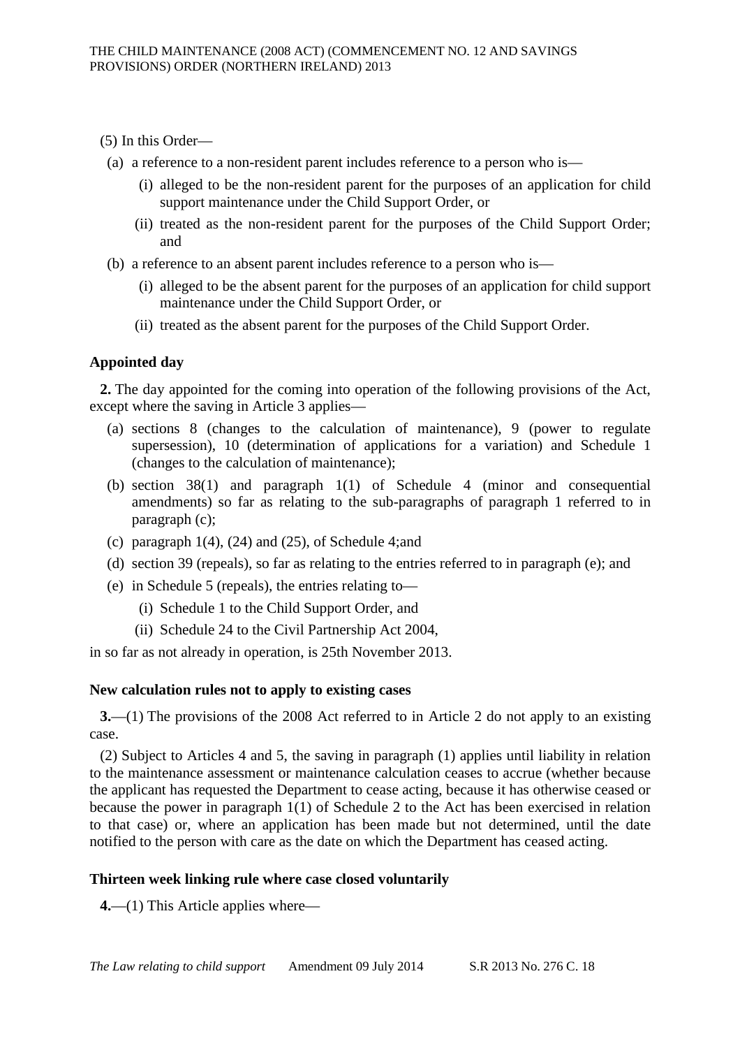(5) In this Order—

(a) a reference to a non-resident parent includes reference to a person who is—

(i) alleged to be the non-resident parent for the purposes of an application for child support maintenance under the Child Support Order, or

(ii) treated as the non-resident parent for the purposes of the Child Support Order; and

(b) a reference to an absent parent includes reference to a person who is—

(i) alleged to be the absent parent for the purposes of an application for child support maintenance under the Child Support Order, or

(ii) treated as the absent parent for the purposes of the Child Support Order.

### Appointed day

**2.** The day appointed for the coming into operation of the following provisions of the Act, except where the saving in Article 3 applies—

(a) sections 8 (changes to the calculation of maintenance), 9 (power to regulate supersession), 10 (determination of applications for a variation) and Schedule 1 (changes to the calculation of maintenance);

(b) section 38(1) and paragraph 1(1) of Schedule 4 (minor and consequential amendments) so far as relating to the sub-paragraphs of paragraph 1 referred to in paragraph (c);

(c) paragraph 1(4), (24) and (25), of Schedule 4;and

(d) section 39 (repeals), so far as relating to the entries referred to in paragraph (e); and

(e) in Schedule 5 (repeals), the entries relating to—

(i) Schedule 1 to the Child Support Order, and

(ii) Schedule 24 to the Civil Partnership Act 2004,

in so far as not already in operation, is 25th November 2013.

### New calculation rules not to apply to existing cases

**3.**—(1) The provisions of the 2008 Act referred to in Article 2 do not apply to an existing case.

(2) Subject to Articles 4 and 5, the saving in paragraph (1) applies until liability in relation to the maintenance assessment or maintenance calculation ceases to accrue (whether because the applicant has requested the Department to cease acting, because it has otherwise ceased or because the power in paragraph 1(1) of Schedule 2 to the Act has been exercised in relation to that case) or, where an application has been made but not determined, until the date notified to the person with care as the date on which the Department has ceased acting.

### Thirteen week linking rule where case closed voluntarily

**4.**—(1) This Article applies where—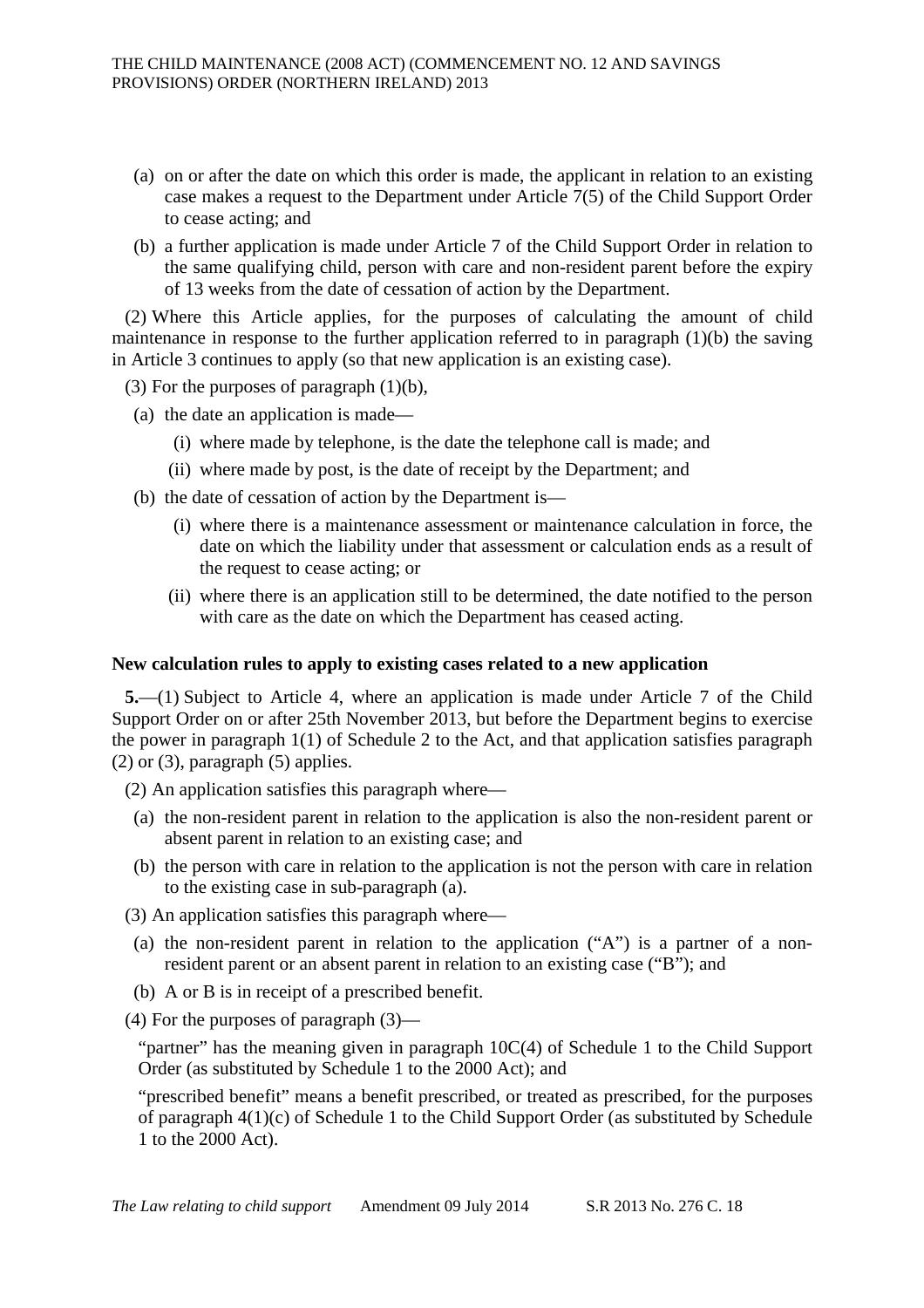(a) on or after the date on which this order is made, the applicant in relation to an existing case makes a request to the Department under Article 7(5) of the Child Support Order to cease acting; and

(b) a further application is made under Article 7 of the Child Support Order in relation to the same qualifying child, person with care and non-resident parent before the expiry of 13 weeks from the date of cessation of action by the Department.

(2) Where this Article applies, for the purposes of calculating the amount of child maintenance in response to the further application referred to in paragraph (1)(b) the saving in Article 3 continues to apply (so that new application is an existing case).

(3) For the purposes of paragraph (1)(b),

(a) the date an application is made—

(i) where made by telephone, is the date the telephone call is made; and

(ii) where made by post, is the date of receipt by the Department; and

(b) the date of cessation of action by the Department is—

(i) where there is a maintenance assessment or maintenance calculation in force, the date on which the liability under that assessment or calculation ends as a result of the request to cease acting; or

(ii) where there is an application still to be determined, the date notified to the person with care as the date on which the Department has ceased acting.

**New calculation rules to apply to existing cases related to a new application**

**5.**—(1) Subject to Article 4, where an application is made under Article 7 of the Child Support Order on or after 25th November 2013, but before the Department begins to exercise the power in paragraph 1(1) of Schedule 2 to the Act, and that application satisfies paragraph (2) or (3), paragraph (5) applies.

(2) An application satisfies this paragraph where—

(a) the non-resident parent in relation to the application is also the non-resident parent or absent parent in relation to an existing case; and

(b) the person with care in relation to the application is not the person with care in relation to the existing case in sub-paragraph (a).

(3) An application satisfies this paragraph where—

(a) the non-resident parent in relation to the application ("A") is a partner of a non-resident parent or an absent parent in relation to an existing case ("B"); and

(b) A or B is in receipt of a prescribed benefit.

(4) For the purposes of paragraph (3)—

"partner" has the meaning given in paragraph 10C(4) of Schedule 1 to the Child Support Order (as substituted by Schedule 1 to the 2000 Act); and

"prescribed benefit" means a benefit prescribed, or treated as prescribed, for the purposes of paragraph 4(1)(c) of Schedule 1 to the Child Support Order (as substituted by Schedule 1 to the 2000 Act).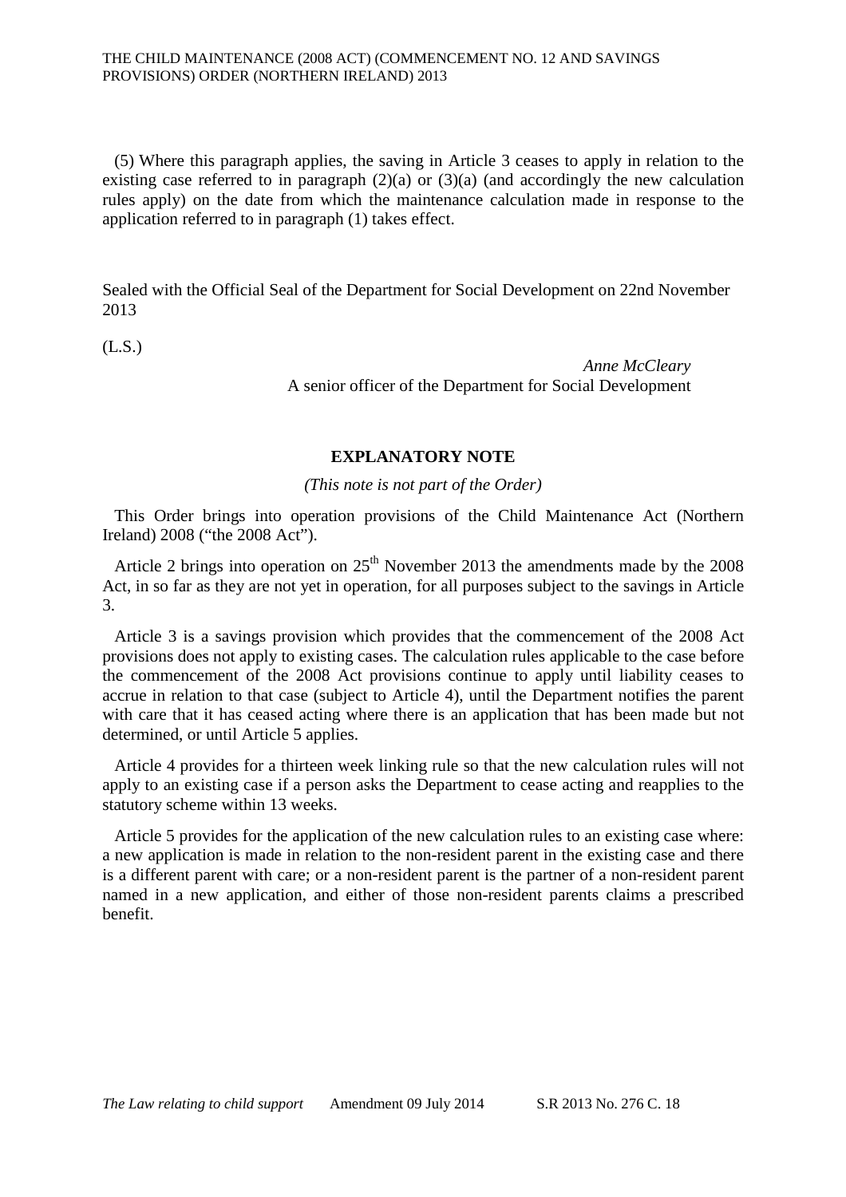(5) Where this paragraph applies, the saving in Article 3 ceases to apply in relation to the existing case referred to in paragraph (2)(a) or (3)(a) (and accordingly the new calculation rules apply) on the date from which the maintenance calculation made in response to the application referred to in paragraph (1) takes effect.

Sealed with the Official Seal of the Department for Social Development on 22nd November 2013

(L.S.)

*Anne McCleary*
A senior officer of the Department for Social Development

## EXPLANATORY NOTE

*(This note is not part of the Order)*

This Order brings into operation provisions of the Child Maintenance Act (Northern Ireland) 2008 ("the 2008 Act").

Article 2 brings into operation on 25th November 2013 the amendments made by the 2008 Act, in so far as they are not yet in operation, for all purposes subject to the savings in Article 3.

Article 3 is a savings provision which provides that the commencement of the 2008 Act provisions does not apply to existing cases. The calculation rules applicable to the case before the commencement of the 2008 Act provisions continue to apply until liability ceases to accrue in relation to that case (subject to Article 4), until the Department notifies the parent with care that it has ceased acting where there is an application that has been made but not determined, or until Article 5 applies.

Article 4 provides for a thirteen week linking rule so that the new calculation rules will not apply to an existing case if a person asks the Department to cease acting and reapplies to the statutory scheme within 13 weeks.

Article 5 provides for the application of the new calculation rules to an existing case where: a new application is made in relation to the non-resident parent in the existing case and there is a different parent with care; or a non-resident parent is the partner of a non-resident parent named in a new application, and either of those non-resident parents claims a prescribed benefit.